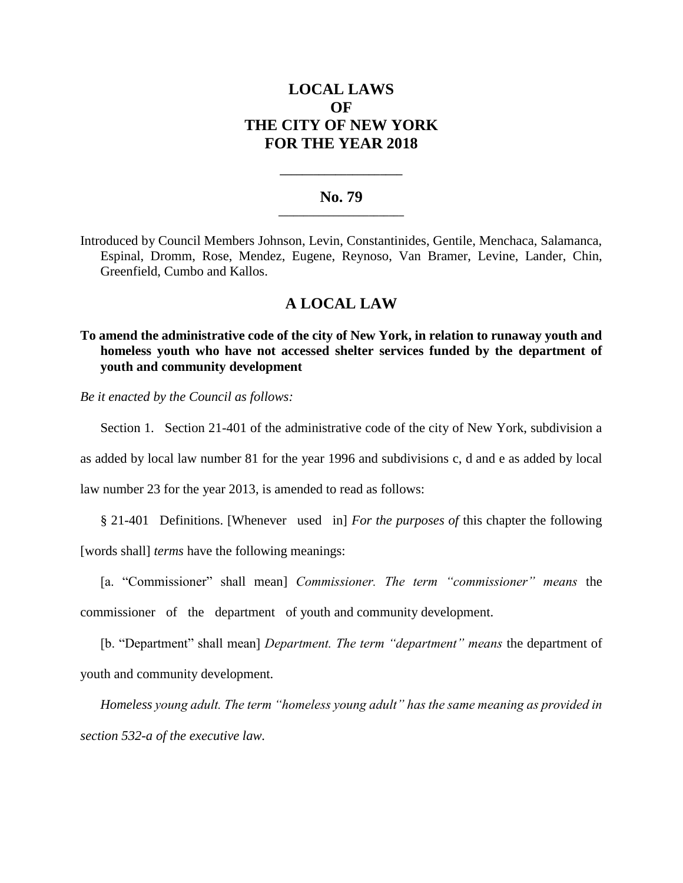# LOCAL LAWS OF THE CITY OF NEW YORK FOR THE YEAR 2018

---

## No. 79

---

Introduced by Council Members Johnson, Levin, Constantinides, Gentile, Menchaca, Salamanca, Espinal, Dromm, Rose, Mendez, Eugene, Reynoso, Van Bramer, Levine, Lander, Chin, Greenfield, Cumbo and Kallos.

## A LOCAL LAW

**To amend the administrative code of the city of New York, in relation to runaway youth and homeless youth who have not accessed shelter services funded by the department of youth and community development**

*Be it enacted by the Council as follows:*

Section 1. Section 21-401 of the administrative code of the city of New York, subdivision a as added by local law number 81 for the year 1996 and subdivisions c, d and e as added by local law number 23 for the year 2013, is amended to read as follows:

§ 21-401 Definitions. [Whenever used in] *For the purposes of* this chapter the following [words shall] *terms* have the following meanings:

[a. "Commissioner" shall mean] *Commissioner. The term "commissioner" means* the commissioner of the department of youth and community development.

[b. "Department" shall mean] *Department. The term "department" means* the department of youth and community development.

*Homeless young adult. The term "homeless young adult" has the same meaning as provided in section 532-a of the executive law.*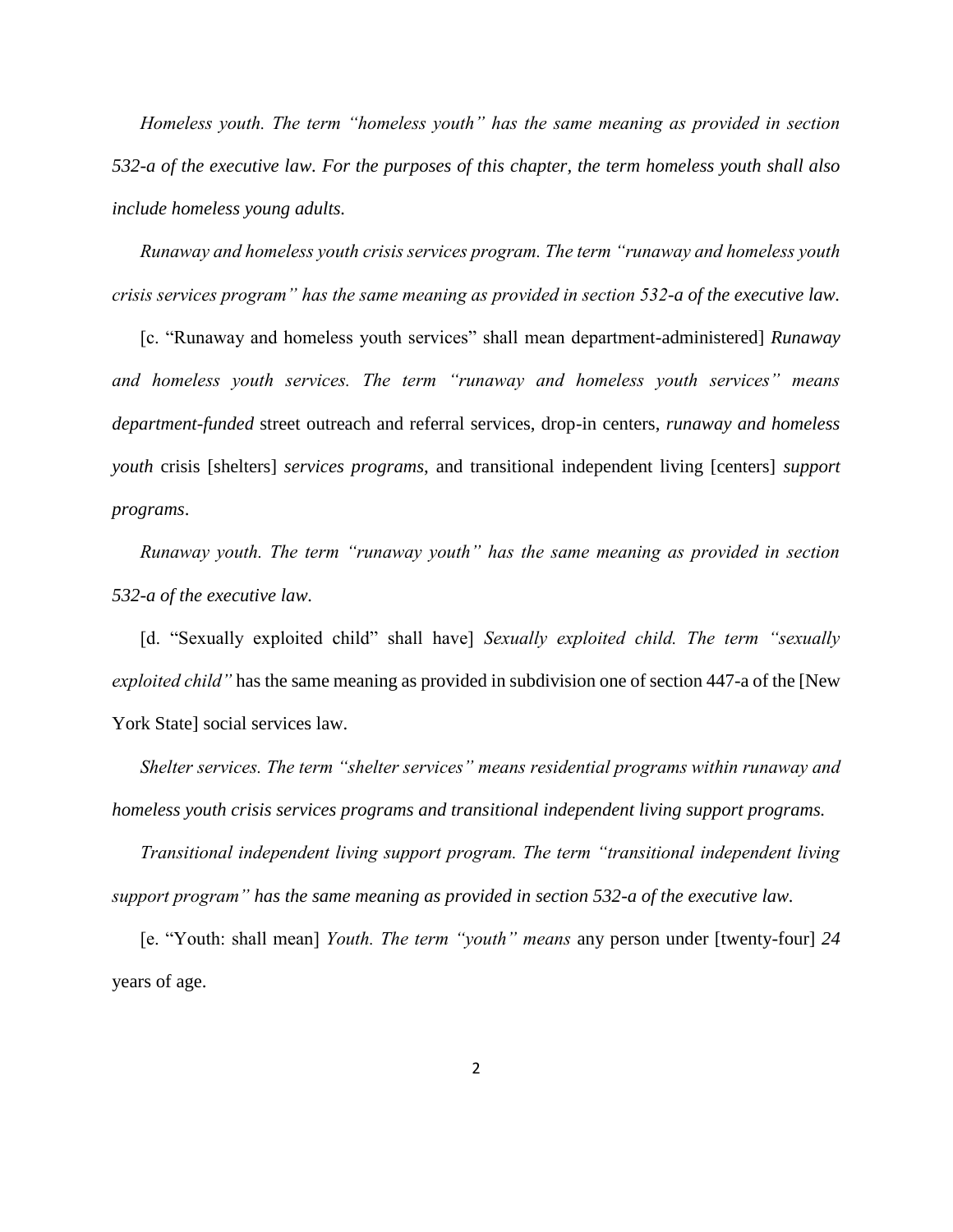*Homeless youth. The term "homeless youth" has the same meaning as provided in section 532-a of the executive law. For the purposes of this chapter, the term homeless youth shall also include homeless young adults.*

*Runaway and homeless youth crisis services program. The term "runaway and homeless youth crisis services program" has the same meaning as provided in section 532-a of the executive law.*

[c. "Runaway and homeless youth services" shall mean department-administered] *Runaway and homeless youth services. The term "runaway and homeless youth services" means department-funded* street outreach and referral services, drop-in centers, *runaway and homeless youth* crisis [shelters] *services programs*, and transitional independent living [centers] *support programs*.

*Runaway youth. The term "runaway youth" has the same meaning as provided in section 532-a of the executive law.*

[d. "Sexually exploited child" shall have] *Sexually exploited child. The term "sexually exploited child"* has the same meaning as provided in subdivision one of section 447-a of the [New York State] social services law.

*Shelter services. The term "shelter services" means residential programs within runaway and homeless youth crisis services programs and transitional independent living support programs.*

*Transitional independent living support program. The term "transitional independent living support program" has the same meaning as provided in section 532-a of the executive law.*

[e. "Youth: shall mean] *Youth. The term "youth" means* any person under [twenty-four] *24* years of age.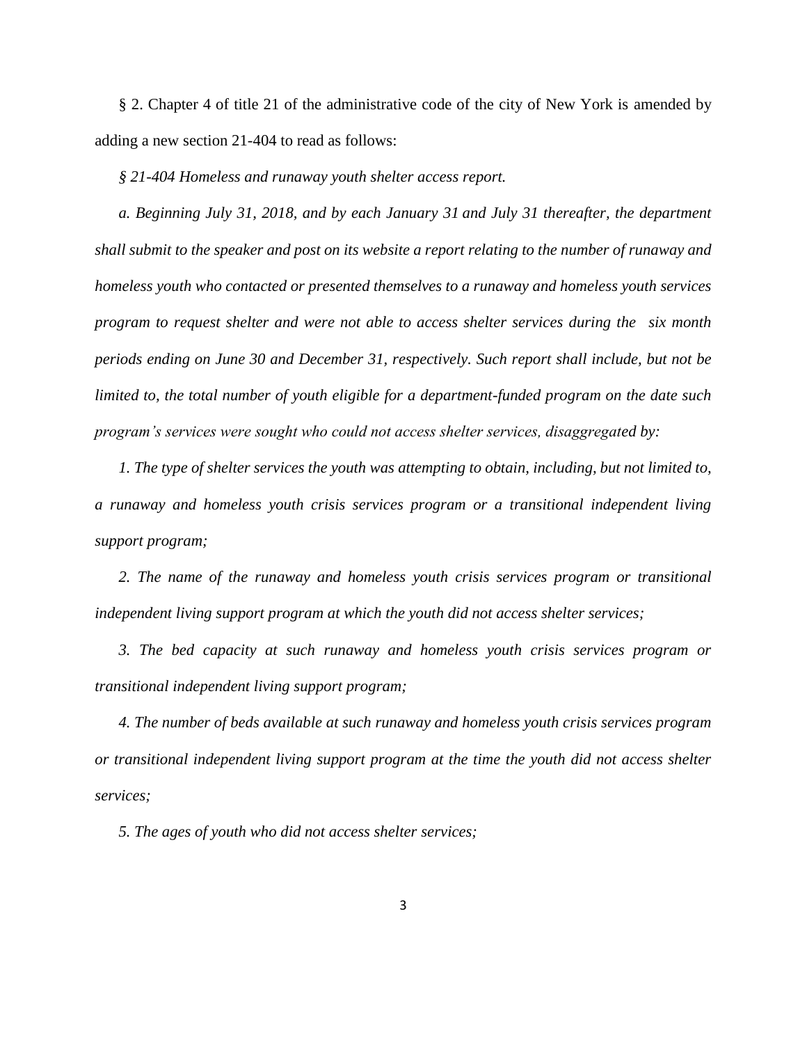§ 2. Chapter 4 of title 21 of the administrative code of the city of New York is amended by adding a new section 21-404 to read as follows:

*§ 21-404 Homeless and runaway youth shelter access report.*

*a. Beginning July 31, 2018, and by each January 31 and July 31 thereafter, the department shall submit to the speaker and post on its website a report relating to the number of runaway and homeless youth who contacted or presented themselves to a runaway and homeless youth services program to request shelter and were not able to access shelter services during the six month periods ending on June 30 and December 31, respectively. Such report shall include, but not be limited to, the total number of youth eligible for a department-funded program on the date such program's services were sought who could not access shelter services, disaggregated by:*

*1. The type of shelter services the youth was attempting to obtain, including, but not limited to, a runaway and homeless youth crisis services program or a transitional independent living support program;*

*2. The name of the runaway and homeless youth crisis services program or transitional independent living support program at which the youth did not access shelter services;*

*3. The bed capacity at such runaway and homeless youth crisis services program or transitional independent living support program;*

*4. The number of beds available at such runaway and homeless youth crisis services program or transitional independent living support program at the time the youth did not access shelter services;*

*5. The ages of youth who did not access shelter services;*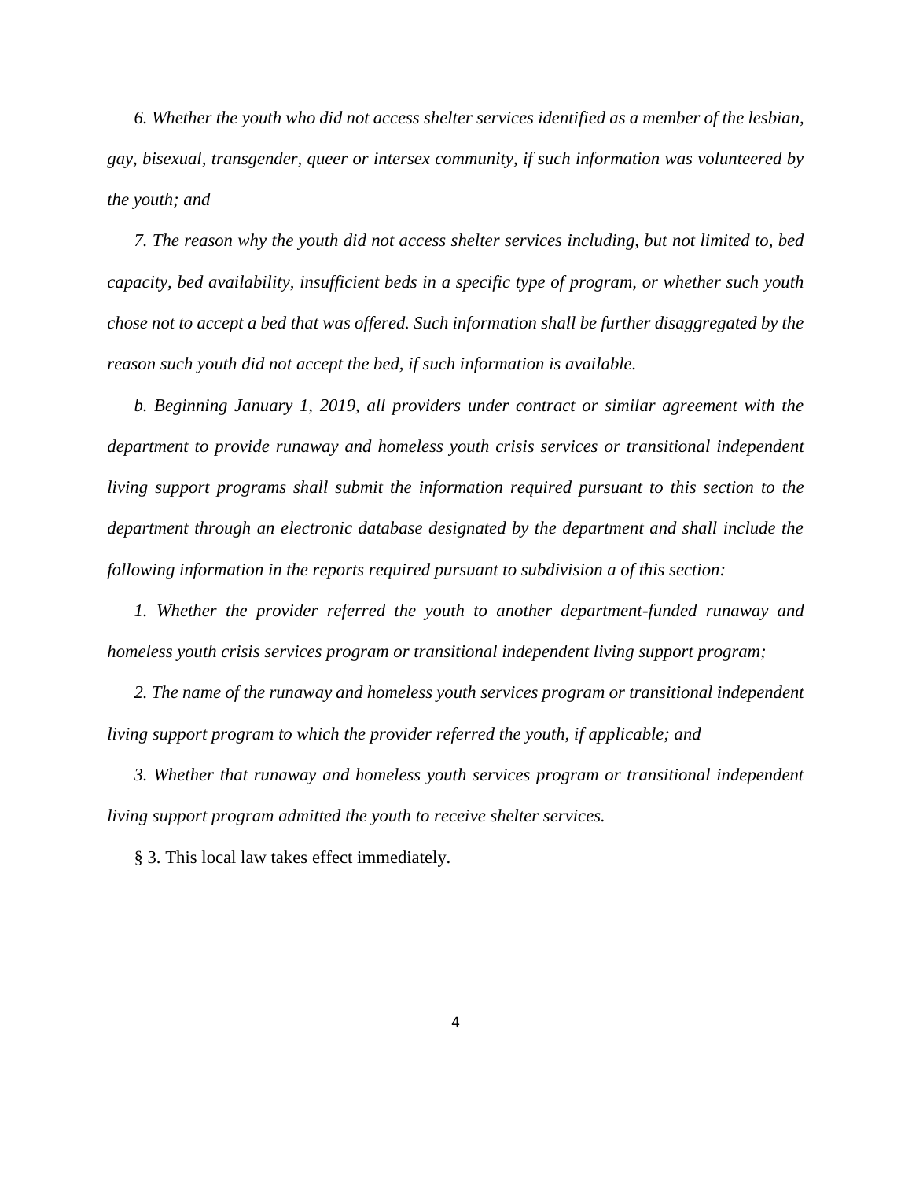*6. Whether the youth who did not access shelter services identified as a member of the lesbian, gay, bisexual, transgender, queer or intersex community, if such information was volunteered by the youth; and*

*7. The reason why the youth did not access shelter services including, but not limited to, bed capacity, bed availability, insufficient beds in a specific type of program, or whether such youth chose not to accept a bed that was offered. Such information shall be further disaggregated by the reason such youth did not accept the bed, if such information is available.*

*b. Beginning January 1, 2019, all providers under contract or similar agreement with the department to provide runaway and homeless youth crisis services or transitional independent living support programs shall submit the information required pursuant to this section to the department through an electronic database designated by the department and shall include the following information in the reports required pursuant to subdivision a of this section:*

*1. Whether the provider referred the youth to another department-funded runaway and homeless youth crisis services program or transitional independent living support program;*

*2. The name of the runaway and homeless youth services program or transitional independent living support program to which the provider referred the youth, if applicable; and*

*3. Whether that runaway and homeless youth services program or transitional independent living support program admitted the youth to receive shelter services.*

§ 3. This local law takes effect immediately.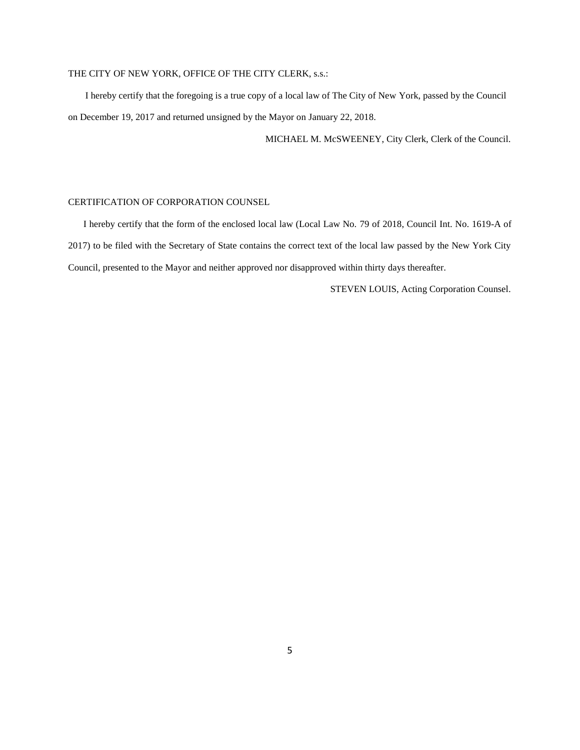THE CITY OF NEW YORK, OFFICE OF THE CITY CLERK, s.s.:

I hereby certify that the foregoing is a true copy of a local law of The City of New York, passed by the Council on December 19, 2017 and returned unsigned by the Mayor on January 22, 2018.

MICHAEL M. McSWEENEY, City Clerk, Clerk of the Council.

CERTIFICATION OF CORPORATION COUNSEL

I hereby certify that the form of the enclosed local law (Local Law No. 79 of 2018, Council Int. No. 1619-A of 2017) to be filed with the Secretary of State contains the correct text of the local law passed by the New York City Council, presented to the Mayor and neither approved nor disapproved within thirty days thereafter.

STEVEN LOUIS, Acting Corporation Counsel.